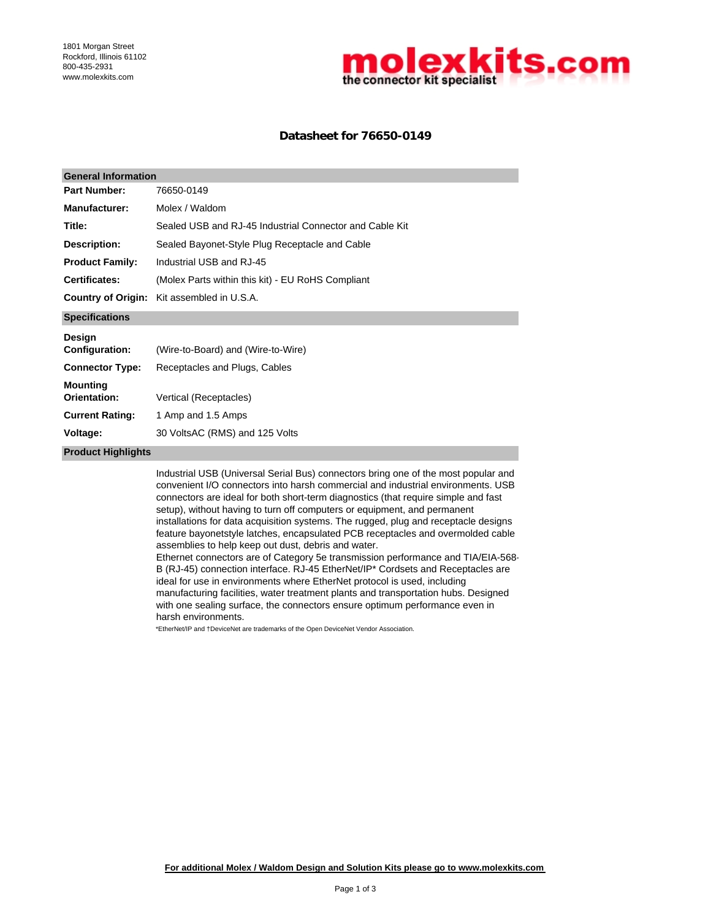1801 Morgan Street
Rockford, Illinois 61102
800-435-2931
www.molexkits.com

molexkits.com
the connector kit specialist

# Datasheet for 76650-0149

| General Information | |
|---|---|
| **Part Number:** | 76650-0149 |
| **Manufacturer:** | Molex / Waldom |
| **Title:** | Sealed USB and RJ-45 Industrial Connector and Cable Kit |
| **Description:** | Sealed Bayonet-Style Plug Receptacle and Cable |
| **Product Family:** | Industrial USB and RJ-45 |
| **Certificates:** | (Molex Parts within this kit) - EU RoHS Compliant |
| **Country of Origin:** | Kit assembled in U.S.A. |

| Specifications | |
|---|---|
| **Design Configuration:** | (Wire-to-Board) and (Wire-to-Wire) |
| **Connector Type:** | Receptacles and Plugs, Cables |
| **Mounting Orientation:** | Vertical (Receptacles) |
| **Current Rating:** | 1 Amp and 1.5 Amps |
| **Voltage:** | 30 VoltsAC (RMS) and 125 Volts |

## Product Highlights

Industrial USB (Universal Serial Bus) connectors bring one of the most popular and convenient I/O connectors into harsh commercial and industrial environments. USB connectors are ideal for both short-term diagnostics (that require simple and fast setup), without having to turn off computers or equipment, and permanent installations for data acquisition systems. The rugged, plug and receptacle designs feature bayonetstyle latches, encapsulated PCB receptacles and overmolded cable assemblies to help keep out dust, debris and water.
Ethernet connectors are of Category 5e transmission performance and TIA/EIA-568-B (RJ-45) connection interface. RJ-45 EtherNet/IP* Cordsets and Receptacles are ideal for use in environments where EtherNet protocol is used, including manufacturing facilities, water treatment plants and transportation hubs. Designed with one sealing surface, the connectors ensure optimum performance even in harsh environments.

*EtherNet/IP and †DeviceNet are trademarks of the Open DeviceNet Vendor Association.

**For additional Molex / Waldom Design and Solution Kits please go to www.molexkits.com**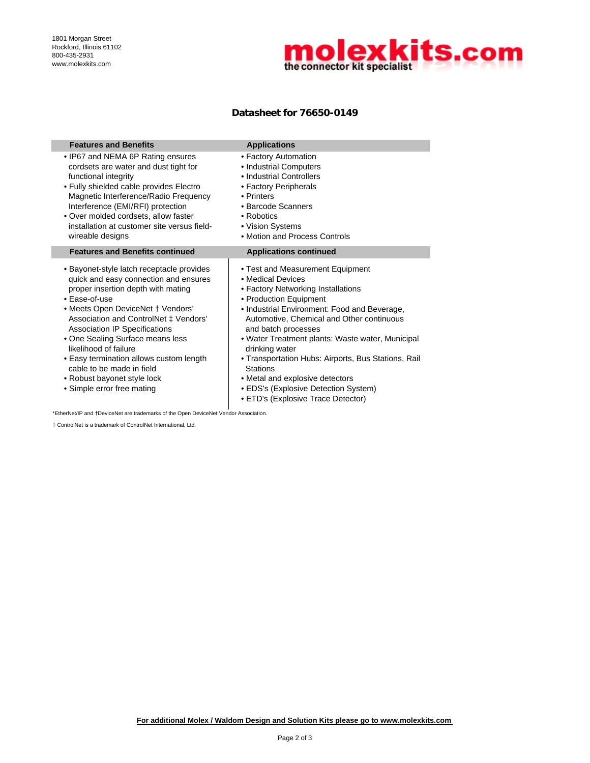1801 Morgan Street
Rockford, Illinois 61102
800-435-2931
www.molexkits.com

molexkits.com
the connector kit specialist

## Datasheet for 76650-0149

### Features and Benefits

- IP67 and NEMA 6P Rating ensures cordsets are water and dust tight for functional integrity
- Fully shielded cable provides Electro Magnetic Interference/Radio Frequency Interference (EMI/RFI) protection
- Over molded cordsets, allow faster installation at customer site versus field-wireable designs

### Applications

- Factory Automation
- Industrial Computers
- Industrial Controllers
- Factory Peripherals
- Printers
- Barcode Scanners
- Robotics
- Vision Systems
- Motion and Process Controls

### Features and Benefits continued

- Bayonet-style latch receptacle provides quick and easy connection and ensures proper insertion depth with mating
- Ease-of-use
- Meets Open DeviceNet † Vendors' Association and ControlNet ‡ Vendors' Association IP Specifications
- One Sealing Surface means less likelihood of failure
- Easy termination allows custom length cable to be made in field
- Robust bayonet style lock
- Simple error free mating

### Applications continued

- Test and Measurement Equipment
- Medical Devices
- Factory Networking Installations
- Production Equipment
- Industrial Environment: Food and Beverage, Automotive, Chemical and Other continuous and batch processes
- Water Treatment plants: Waste water, Municipal drinking water
- Transportation Hubs: Airports, Bus Stations, Rail Stations
- Metal and explosive detectors
- EDS's (Explosive Detection System)
- ETD's (Explosive Trace Detector)

*EtherNet/IP and †DeviceNet are trademarks of the Open DeviceNet Vendor Association.

‡ ControlNet is a trademark of ControlNet International, Ltd.

**For additional Molex / Waldom Design and Solution Kits please go to www.molexkits.com**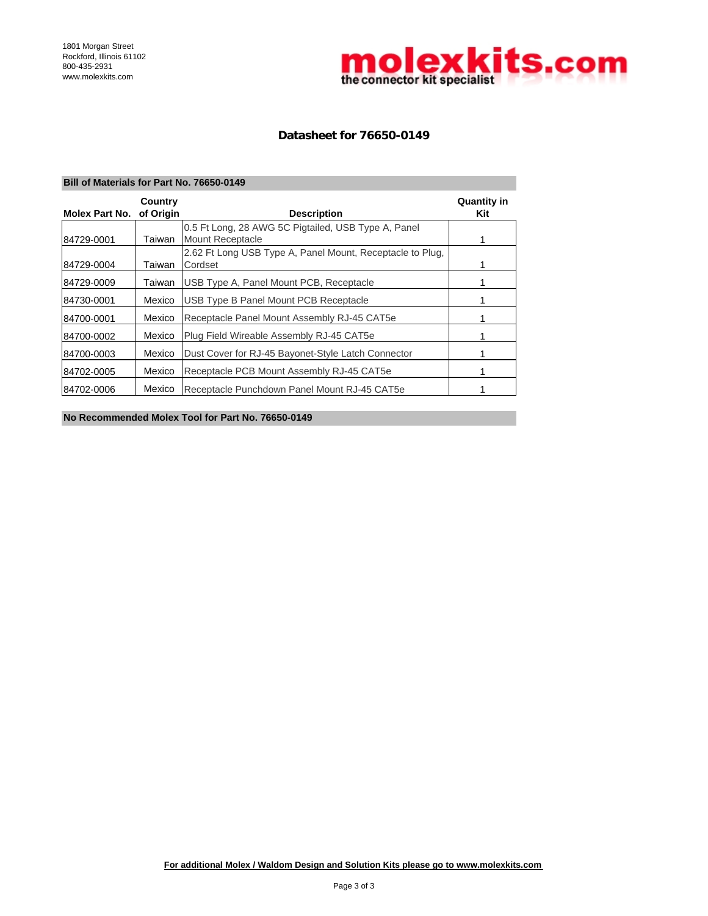1801 Morgan Street
Rockford, Illinois 61102
800-435-2931
www.molexkits.com

molexkits.com
the connector kit specialist

## Datasheet for 76650-0149

**Bill of Materials for Part No. 76650-0149**

| Molex Part No. | Country of Origin | Description | Quantity in Kit |
|---|---|---|---|
| 84729-0001 | Taiwan | 0.5 Ft Long, 28 AWG 5C Pigtailed, USB Type A, Panel Mount Receptacle | 1 |
| 84729-0004 | Taiwan | 2.62 Ft Long USB Type A, Panel Mount, Receptacle to Plug, Cordset | 1 |
| 84729-0009 | Taiwan | USB Type A, Panel Mount PCB, Receptacle | 1 |
| 84730-0001 | Mexico | USB Type B Panel Mount PCB Receptacle | 1 |
| 84700-0001 | Mexico | Receptacle Panel Mount Assembly RJ-45 CAT5e | 1 |
| 84700-0002 | Mexico | Plug Field Wireable Assembly RJ-45 CAT5e | 1 |
| 84700-0003 | Mexico | Dust Cover for RJ-45 Bayonet-Style Latch Connector | 1 |
| 84702-0005 | Mexico | Receptacle PCB Mount Assembly RJ-45 CAT5e | 1 |
| 84702-0006 | Mexico | Receptacle Punchdown Panel Mount RJ-45 CAT5e | 1 |

**No Recommended Molex Tool for Part No. 76650-0149**

**For additional Molex / Waldom Design and Solution Kits please go to www.molexkits.com**